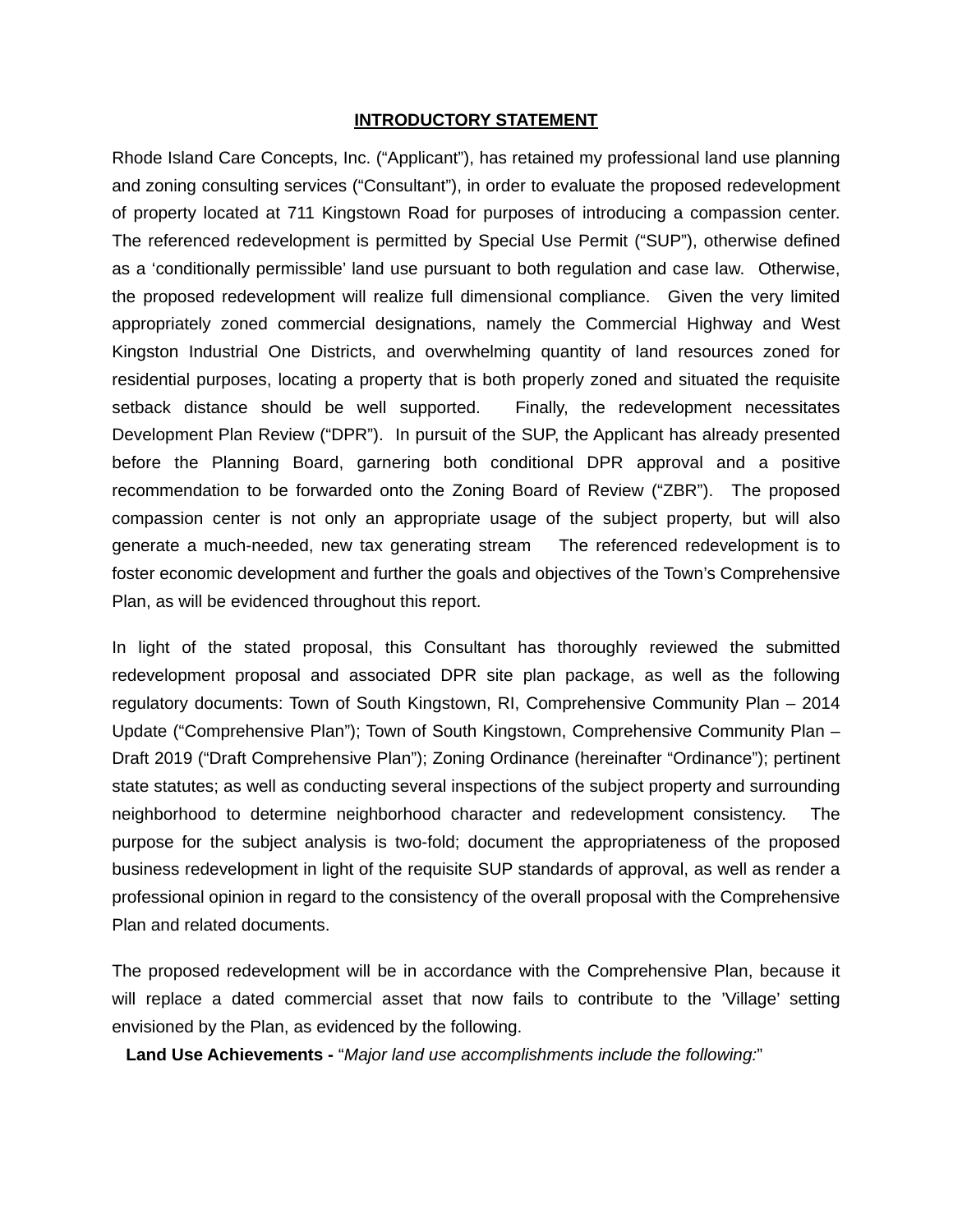# INTRODUCTORY STATEMENT

Rhode Island Care Concepts, Inc. ("Applicant"), has retained my professional land use planning and zoning consulting services ("Consultant"), in order to evaluate the proposed redevelopment of property located at 711 Kingstown Road for purposes of introducing a compassion center. The referenced redevelopment is permitted by Special Use Permit ("SUP"), otherwise defined as a 'conditionally permissible' land use pursuant to both regulation and case law. Otherwise, the proposed redevelopment will realize full dimensional compliance. Given the very limited appropriately zoned commercial designations, namely the Commercial Highway and West Kingston Industrial One Districts, and overwhelming quantity of land resources zoned for residential purposes, locating a property that is both properly zoned and situated the requisite setback distance should be well supported. Finally, the redevelopment necessitates Development Plan Review ("DPR"). In pursuit of the SUP, the Applicant has already presented before the Planning Board, garnering both conditional DPR approval and a positive recommendation to be forwarded onto the Zoning Board of Review ("ZBR"). The proposed compassion center is not only an appropriate usage of the subject property, but will also generate a much-needed, new tax generating stream The referenced redevelopment is to foster economic development and further the goals and objectives of the Town's Comprehensive Plan, as will be evidenced throughout this report.

In light of the stated proposal, this Consultant has thoroughly reviewed the submitted redevelopment proposal and associated DPR site plan package, as well as the following regulatory documents: Town of South Kingstown, RI, Comprehensive Community Plan – 2014 Update ("Comprehensive Plan"); Town of South Kingstown, Comprehensive Community Plan – Draft 2019 ("Draft Comprehensive Plan"); Zoning Ordinance (hereinafter "Ordinance"); pertinent state statutes; as well as conducting several inspections of the subject property and surrounding neighborhood to determine neighborhood character and redevelopment consistency. The purpose for the subject analysis is two-fold; document the appropriateness of the proposed business redevelopment in light of the requisite SUP standards of approval, as well as render a professional opinion in regard to the consistency of the overall proposal with the Comprehensive Plan and related documents.

The proposed redevelopment will be in accordance with the Comprehensive Plan, because it will replace a dated commercial asset that now fails to contribute to the 'Village' setting envisioned by the Plan, as evidenced by the following.

**Land Use Achievements -** "*Major land use accomplishments include the following:*"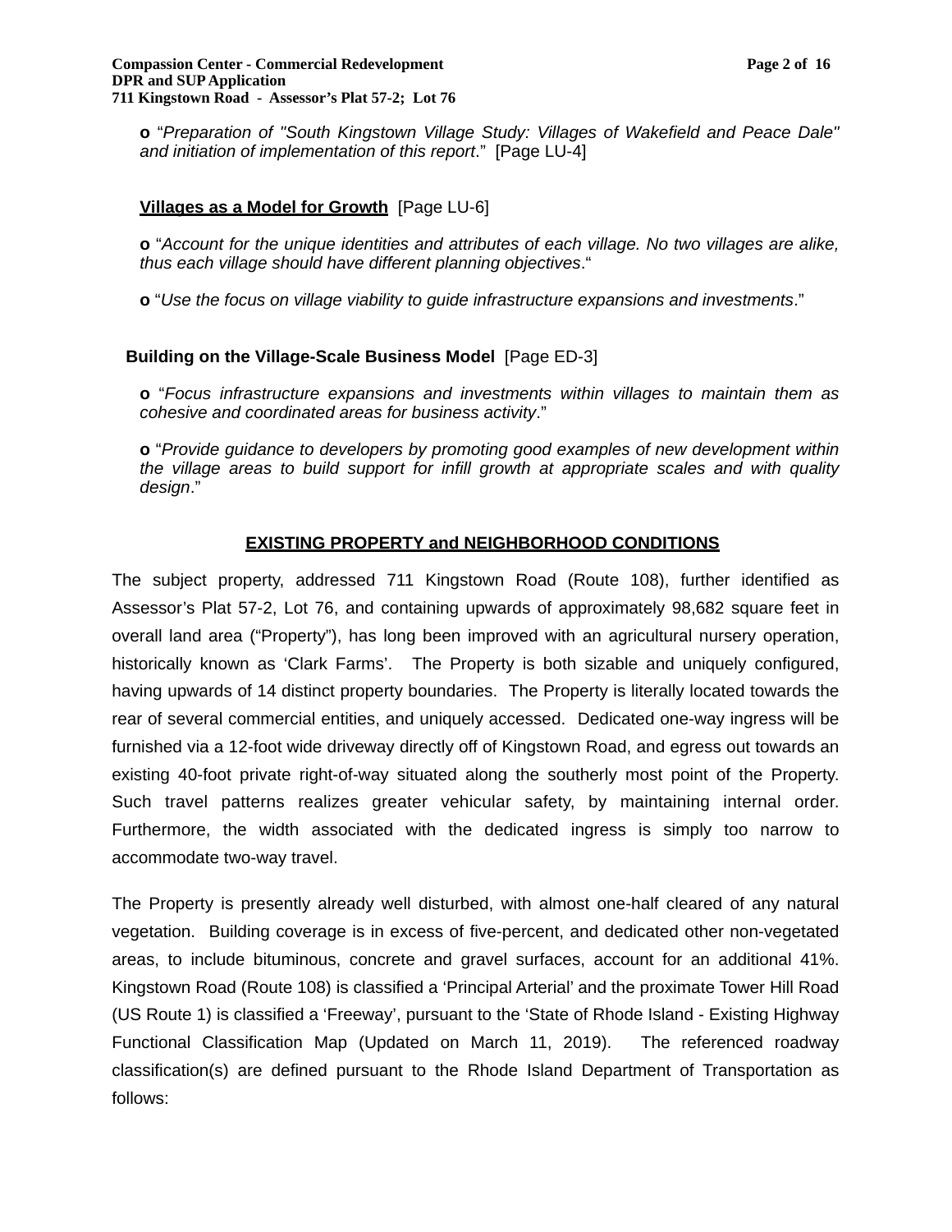**o** "*Preparation of "South Kingstown Village Study: Villages of Wakefield and Peace Dale" and initiation of implementation of this report*." [Page LU-4]

**Villages as a Model for Growth** [Page LU-6]

**o** "*Account for the unique identities and attributes of each village. No two villages are alike, thus each village should have different planning objectives*."

**o** "*Use the focus on village viability to guide infrastructure expansions and investments*."

**Building on the Village-Scale Business Model** [Page ED-3]

**o** "*Focus infrastructure expansions and investments within villages to maintain them as cohesive and coordinated areas for business activity*."

**o** "*Provide guidance to developers by promoting good examples of new development within the village areas to build support for infill growth at appropriate scales and with quality design*."

## EXISTING PROPERTY and NEIGHBORHOOD CONDITIONS

The subject property, addressed 711 Kingstown Road (Route 108), further identified as Assessor's Plat 57-2, Lot 76, and containing upwards of approximately 98,682 square feet in overall land area ("Property"), has long been improved with an agricultural nursery operation, historically known as 'Clark Farms'. The Property is both sizable and uniquely configured, having upwards of 14 distinct property boundaries. The Property is literally located towards the rear of several commercial entities, and uniquely accessed. Dedicated one-way ingress will be furnished via a 12-foot wide driveway directly off of Kingstown Road, and egress out towards an existing 40-foot private right-of-way situated along the southerly most point of the Property. Such travel patterns realizes greater vehicular safety, by maintaining internal order. Furthermore, the width associated with the dedicated ingress is simply too narrow to accommodate two-way travel.

The Property is presently already well disturbed, with almost one-half cleared of any natural vegetation. Building coverage is in excess of five-percent, and dedicated other non-vegetated areas, to include bituminous, concrete and gravel surfaces, account for an additional 41%. Kingstown Road (Route 108) is classified a 'Principal Arterial' and the proximate Tower Hill Road (US Route 1) is classified a 'Freeway', pursuant to the 'State of Rhode Island - Existing Highway Functional Classification Map (Updated on March 11, 2019). The referenced roadway classification(s) are defined pursuant to the Rhode Island Department of Transportation as follows: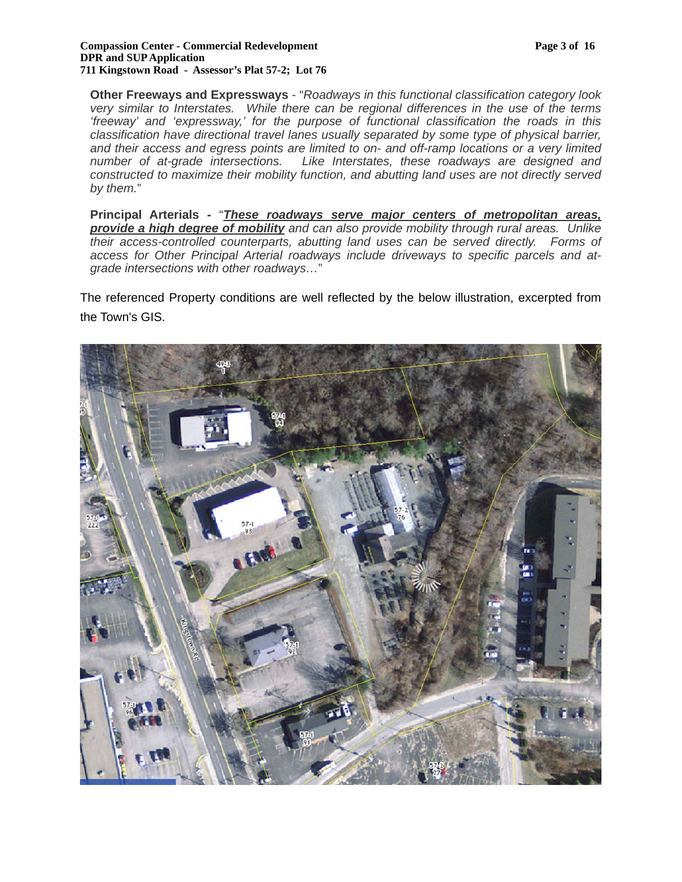**Other Freeways and Expressways** - "*Roadways in this functional classification category look very similar to Interstates. While there can be regional differences in the use of the terms 'freeway' and 'expressway,' for the purpose of functional classification the roads in this classification have directional travel lanes usually separated by some type of physical barrier, and their access and egress points are limited to on- and off-ramp locations or a very limited number of at-grade intersections. Like Interstates, these roadways are designed and constructed to maximize their mobility function, and abutting land uses are not directly served by them.*"

**Principal Arterials -** "***<u>These roadways serve major centers of metropolitan areas, provide a high degree of mobility</u>*** *and can also provide mobility through rural areas. Unlike their access-controlled counterparts, abutting land uses can be served directly. Forms of access for Other Principal Arterial roadways include driveways to specific parcels and at-grade intersections with other roadways…*"

The referenced Property conditions are well reflected by the below illustration, excerpted from the Town's GIS.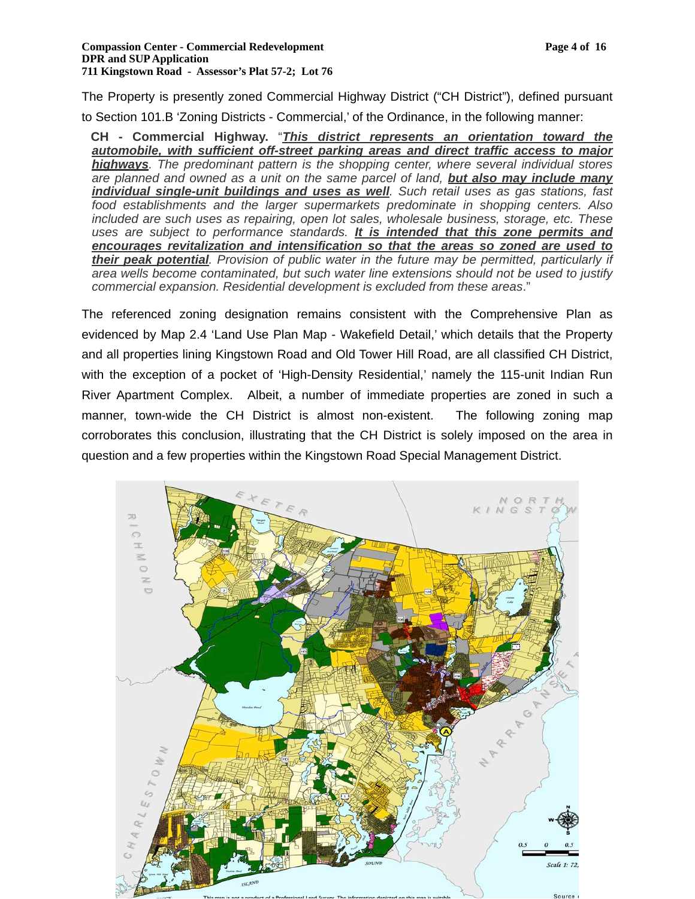The Property is presently zoned Commercial Highway District ("CH District"), defined pursuant to Section 101.B 'Zoning Districts - Commercial,' of the Ordinance, in the following manner:

> **CH - Commercial Highway.** "***<u>This district represents an orientation toward the automobile, with sufficient off-street parking areas and direct traffic access to major highways</u>***. *The predominant pattern is the shopping center, where several individual stores are planned and owned as a unit on the same parcel of land,* ***<u>but also may include many individual single-unit buildings and uses as well</u>***. *Such retail uses as gas stations, fast food establishments and the larger supermarkets predominate in shopping centers. Also included are such uses as repairing, open lot sales, wholesale business, storage, etc. These uses are subject to performance standards.* ***<u>It is intended that this zone permits and encourages revitalization and intensification so that the areas so zoned are used to their peak potential</u>***. *Provision of public water in the future may be permitted, particularly if area wells become contaminated, but such water line extensions should not be used to justify commercial expansion. Residential development is excluded from these areas*."

The referenced zoning designation remains consistent with the Comprehensive Plan as evidenced by Map 2.4 'Land Use Plan Map - Wakefield Detail,' which details that the Property and all properties lining Kingstown Road and Old Tower Hill Road, are all classified CH District, with the exception of a pocket of 'High-Density Residential,' namely the 115-unit Indian Run River Apartment Complex. Albeit, a number of immediate properties are zoned in such a manner, town-wide the CH District is almost non-existent. The following zoning map corroborates this conclusion, illustrating that the CH District is solely imposed on the area in question and a few properties within the Kingstown Road Special Management District.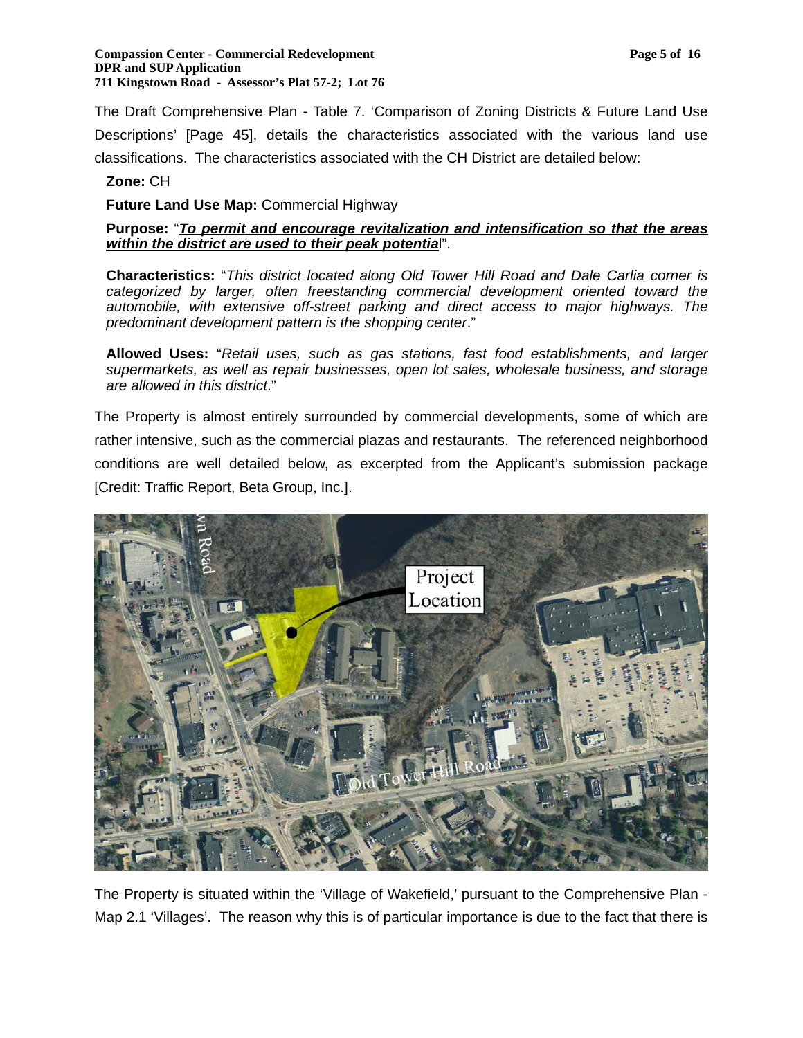The Draft Comprehensive Plan - Table 7. 'Comparison of Zoning Districts & Future Land Use Descriptions' [Page 45], details the characteristics associated with the various land use classifications. The characteristics associated with the CH District are detailed below:

**Zone:** CH

**Future Land Use Map:** Commercial Highway

**Purpose:** "***To permit and encourage revitalization and intensification so that the areas within the district are used to their peak potentia***l".

**Characteristics:** "*This district located along Old Tower Hill Road and Dale Carlia corner is categorized by larger, often freestanding commercial development oriented toward the automobile, with extensive off-street parking and direct access to major highways. The predominant development pattern is the shopping center*."

**Allowed Uses:** "*Retail uses, such as gas stations, fast food establishments, and larger supermarkets, as well as repair businesses, open lot sales, wholesale business, and storage are allowed in this district*."

The Property is almost entirely surrounded by commercial developments, some of which are rather intensive, such as the commercial plazas and restaurants. The referenced neighborhood conditions are well detailed below, as excerpted from the Applicant's submission package [Credit: Traffic Report, Beta Group, Inc.].

The Property is situated within the 'Village of Wakefield,' pursuant to the Comprehensive Plan - Map 2.1 'Villages'. The reason why this is of particular importance is due to the fact that there is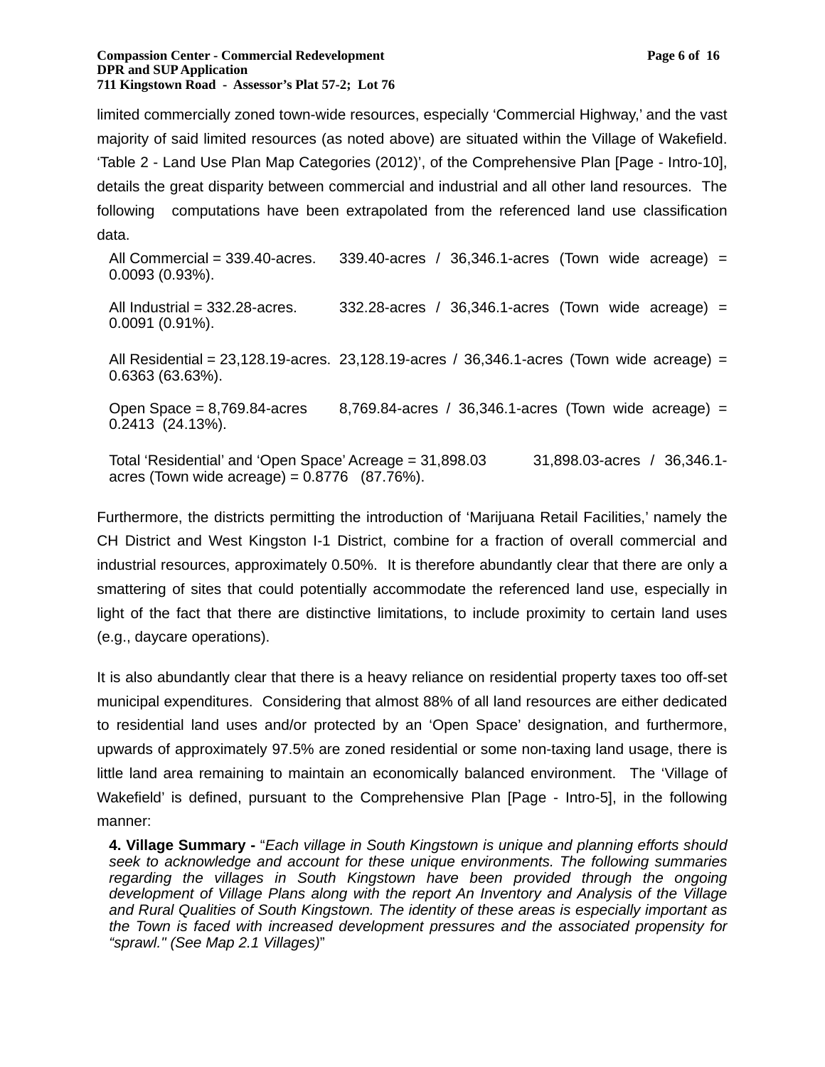limited commercially zoned town-wide resources, especially 'Commercial Highway,' and the vast majority of said limited resources (as noted above) are situated within the Village of Wakefield. 'Table 2 - Land Use Plan Map Categories (2012)', of the Comprehensive Plan [Page - Intro-10], details the great disparity between commercial and industrial and all other land resources. The following computations have been extrapolated from the referenced land use classification data.

> All Commercial = 339.40-acres. 339.40-acres / 36,346.1-acres (Town wide acreage) = 0.0093 (0.93%).
>
> All Industrial = 332.28-acres. 332.28-acres / 36,346.1-acres (Town wide acreage) = 0.0091 (0.91%).
>
> All Residential = 23,128.19-acres. 23,128.19-acres / 36,346.1-acres (Town wide acreage) = 0.6363 (63.63%).
>
> Open Space = 8,769.84-acres 8,769.84-acres / 36,346.1-acres (Town wide acreage) = 0.2413 (24.13%).
>
> Total 'Residential' and 'Open Space' Acreage = 31,898.03 31,898.03-acres / 36,346.1-acres (Town wide acreage) = 0.8776 (87.76%).

Furthermore, the districts permitting the introduction of 'Marijuana Retail Facilities,' namely the CH District and West Kingston I-1 District, combine for a fraction of overall commercial and industrial resources, approximately 0.50%. It is therefore abundantly clear that there are only a smattering of sites that could potentially accommodate the referenced land use, especially in light of the fact that there are distinctive limitations, to include proximity to certain land uses (e.g., daycare operations).

It is also abundantly clear that there is a heavy reliance on residential property taxes too off-set municipal expenditures. Considering that almost 88% of all land resources are either dedicated to residential land uses and/or protected by an 'Open Space' designation, and furthermore, upwards of approximately 97.5% are zoned residential or some non-taxing land usage, there is little land area remaining to maintain an economically balanced environment. The 'Village of Wakefield' is defined, pursuant to the Comprehensive Plan [Page - Intro-5], in the following manner:

> **4. Village Summary -** "*Each village in South Kingstown is unique and planning efforts should seek to acknowledge and account for these unique environments. The following summaries regarding the villages in South Kingstown have been provided through the ongoing development of Village Plans along with the report An Inventory and Analysis of the Village and Rural Qualities of South Kingstown. The identity of these areas is especially important as the Town is faced with increased development pressures and the associated propensity for "sprawl." (See Map 2.1 Villages)*"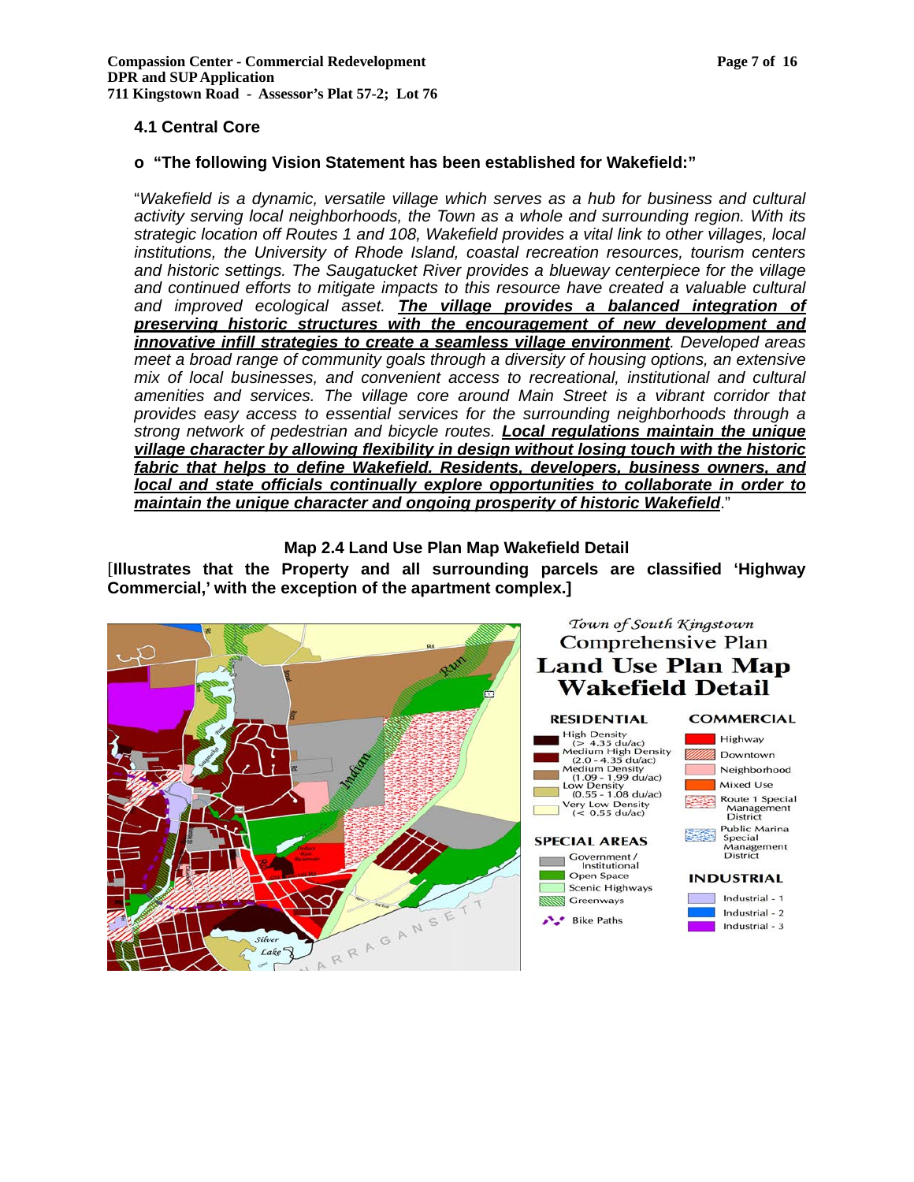### 4.1 Central Core

- **"The following Vision Statement has been established for Wakefield:"**

"*Wakefield is a dynamic, versatile village which serves as a hub for business and cultural activity serving local neighborhoods, the Town as a whole and surrounding region. With its strategic location off Routes 1 and 108, Wakefield provides a vital link to other villages, local institutions, the University of Rhode Island, coastal recreation resources, tourism centers and historic settings. The Saugatucket River provides a blueway centerpiece for the village and continued efforts to mitigate impacts to this resource have created a valuable cultural and improved ecological asset.* ***<u>The village provides a balanced integration of preserving historic structures with the encouragement of new development and innovative infill strategies to create a seamless village environment</u>****. Developed areas meet a broad range of community goals through a diversity of housing options, an extensive mix of local businesses, and convenient access to recreational, institutional and cultural amenities and services. The village core around Main Street is a vibrant corridor that provides easy access to essential services for the surrounding neighborhoods through a strong network of pedestrian and bicycle routes.* ***<u>Local regulations maintain the unique village character by allowing flexibility in design without losing touch with the historic fabric that helps to define Wakefield. Residents, developers, business owners, and local and state officials continually explore opportunities to collaborate in order to maintain the unique character and ongoing prosperity of historic Wakefield</u>***."

**Map 2.4 Land Use Plan Map Wakefield Detail**

[**Illustrates that the Property and all surrounding parcels are classified 'Highway Commercial,' with the exception of the apartment complex.]**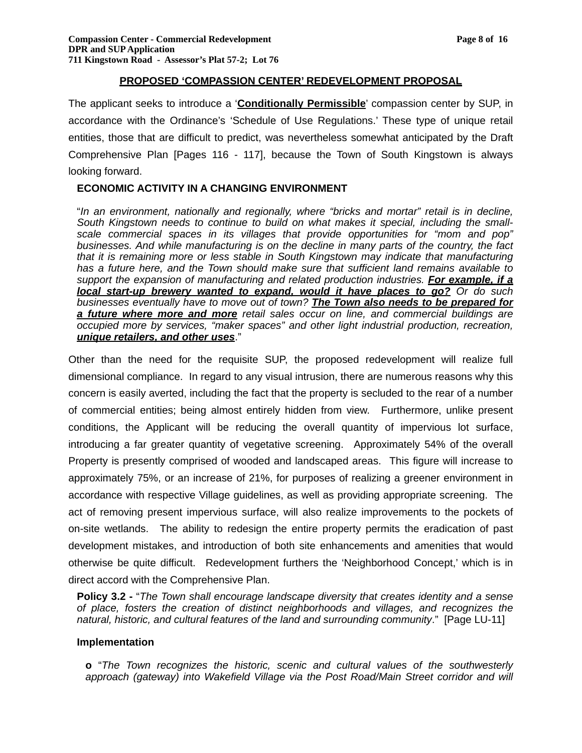## PROPOSED 'COMPASSION CENTER' REDEVELOPMENT PROPOSAL

The applicant seeks to introduce a '**Conditionally Permissible**' compassion center by SUP, in accordance with the Ordinance's 'Schedule of Use Regulations.' These type of unique retail entities, those that are difficult to predict, was nevertheless somewhat anticipated by the Draft Comprehensive Plan [Pages 116 - 117], because the Town of South Kingstown is always looking forward.

**ECONOMIC ACTIVITY IN A CHANGING ENVIRONMENT**

> "*In an environment, nationally and regionally, where "bricks and mortar" retail is in decline, South Kingstown needs to continue to build on what makes it special, including the small-scale commercial spaces in its villages that provide opportunities for "mom and pop" businesses. And while manufacturing is on the decline in many parts of the country, the fact that it is remaining more or less stable in South Kingstown may indicate that manufacturing has a future here, and the Town should make sure that sufficient land remains available to support the expansion of manufacturing and related production industries.* ***For example, if a local start-up brewery wanted to expand, would it have places to go?*** *Or do such businesses eventually have to move out of town?* ***The Town also needs to be prepared for a future where more and more*** *retail sales occur on line, and commercial buildings are occupied more by services, "maker spaces" and other light industrial production, recreation,* ***unique retailers, and other uses***."

Other than the need for the requisite SUP, the proposed redevelopment will realize full dimensional compliance. In regard to any visual intrusion, there are numerous reasons why this concern is easily averted, including the fact that the property is secluded to the rear of a number of commercial entities; being almost entirely hidden from view. Furthermore, unlike present conditions, the Applicant will be reducing the overall quantity of impervious lot surface, introducing a far greater quantity of vegetative screening. Approximately 54% of the overall Property is presently comprised of wooded and landscaped areas. This figure will increase to approximately 75%, or an increase of 21%, for purposes of realizing a greener environment in accordance with respective Village guidelines, as well as providing appropriate screening. The act of removing present impervious surface, will also realize improvements to the pockets of on-site wetlands. The ability to redesign the entire property permits the eradication of past development mistakes, and introduction of both site enhancements and amenities that would otherwise be quite difficult. Redevelopment furthers the 'Neighborhood Concept,' which is in direct accord with the Comprehensive Plan.

> **Policy 3.2 -** "*The Town shall encourage landscape diversity that creates identity and a sense of place, fosters the creation of distinct neighborhoods and villages, and recognizes the natural, historic, and cultural features of the land and surrounding community*." [Page LU-11]

**Implementation**

> **o** "*The Town recognizes the historic, scenic and cultural values of the southwesterly approach (gateway) into Wakefield Village via the Post Road/Main Street corridor and will*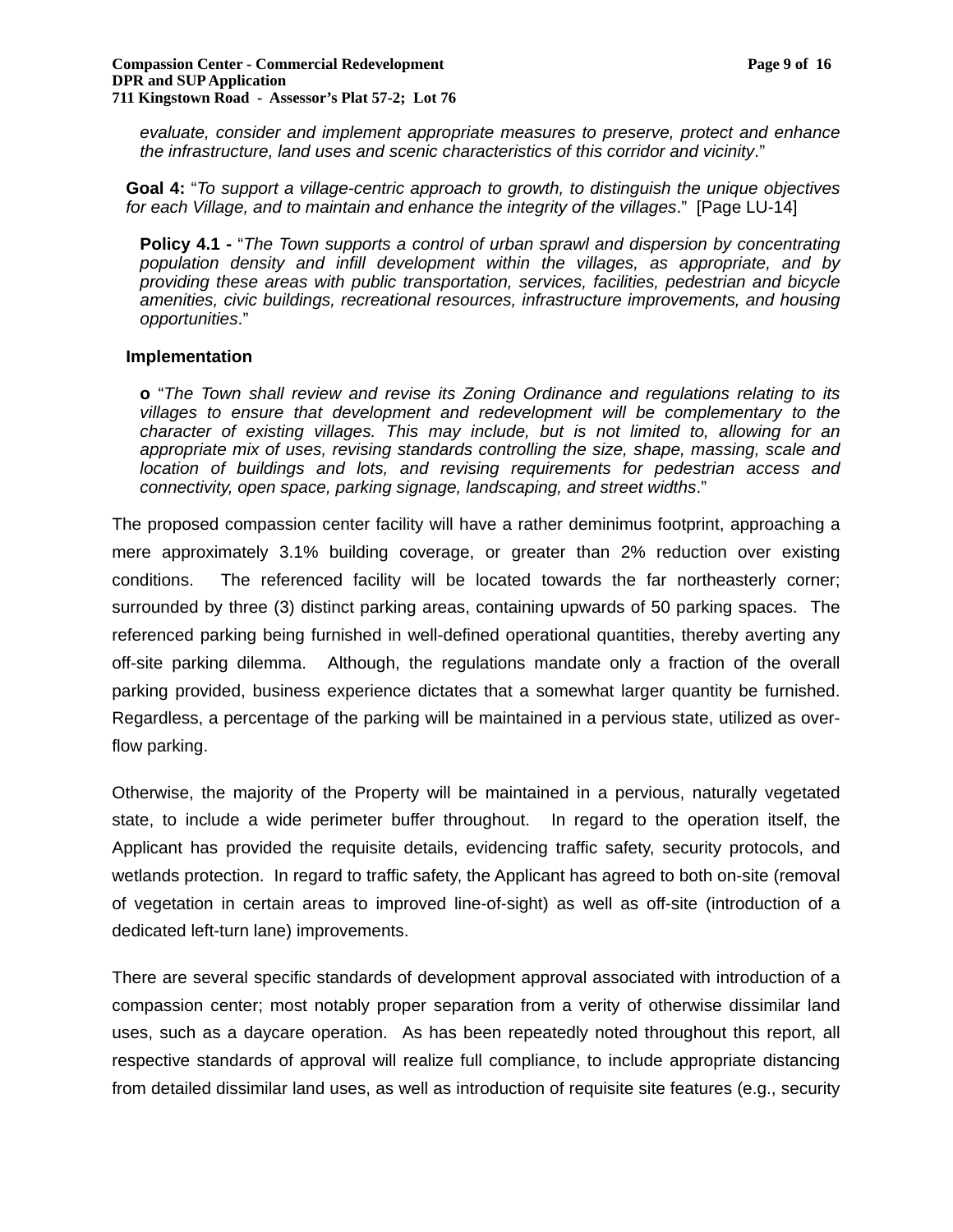*evaluate, consider and implement appropriate measures to preserve, protect and enhance the infrastructure, land uses and scenic characteristics of this corridor and vicinity*."

**Goal 4:** "*To support a village-centric approach to growth, to distinguish the unique objectives for each Village, and to maintain and enhance the integrity of the villages*." [Page LU-14]

**Policy 4.1 -** "*The Town supports a control of urban sprawl and dispersion by concentrating population density and infill development within the villages, as appropriate, and by providing these areas with public transportation, services, facilities, pedestrian and bicycle amenities, civic buildings, recreational resources, infrastructure improvements, and housing opportunities*."

**Implementation**

**o** "*The Town shall review and revise its Zoning Ordinance and regulations relating to its villages to ensure that development and redevelopment will be complementary to the character of existing villages. This may include, but is not limited to, allowing for an appropriate mix of uses, revising standards controlling the size, shape, massing, scale and location of buildings and lots, and revising requirements for pedestrian access and connectivity, open space, parking signage, landscaping, and street widths*."

The proposed compassion center facility will have a rather deminimus footprint, approaching a mere approximately 3.1% building coverage, or greater than 2% reduction over existing conditions. The referenced facility will be located towards the far northeasterly corner; surrounded by three (3) distinct parking areas, containing upwards of 50 parking spaces. The referenced parking being furnished in well-defined operational quantities, thereby averting any off-site parking dilemma. Although, the regulations mandate only a fraction of the overall parking provided, business experience dictates that a somewhat larger quantity be furnished. Regardless, a percentage of the parking will be maintained in a pervious state, utilized as over-flow parking.

Otherwise, the majority of the Property will be maintained in a pervious, naturally vegetated state, to include a wide perimeter buffer throughout. In regard to the operation itself, the Applicant has provided the requisite details, evidencing traffic safety, security protocols, and wetlands protection. In regard to traffic safety, the Applicant has agreed to both on-site (removal of vegetation in certain areas to improved line-of-sight) as well as off-site (introduction of a dedicated left-turn lane) improvements.

There are several specific standards of development approval associated with introduction of a compassion center; most notably proper separation from a verity of otherwise dissimilar land uses, such as a daycare operation. As has been repeatedly noted throughout this report, all respective standards of approval will realize full compliance, to include appropriate distancing from detailed dissimilar land uses, as well as introduction of requisite site features (e.g., security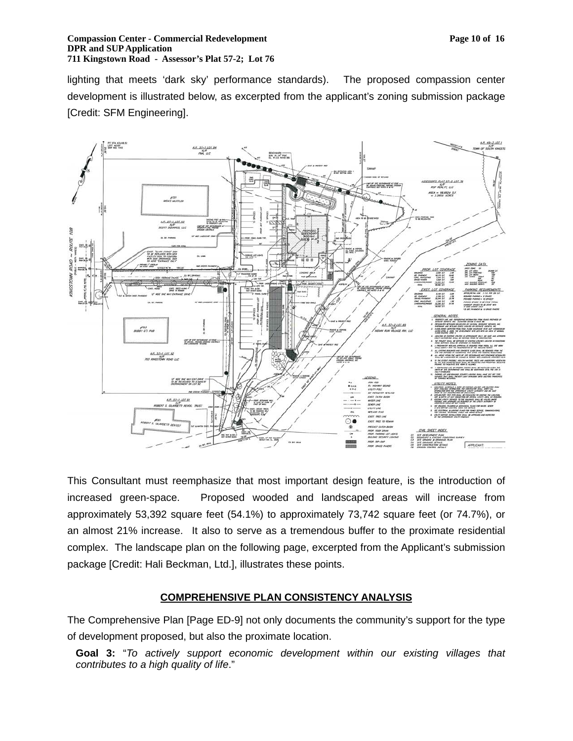lighting that meets 'dark sky' performance standards). The proposed compassion center development is illustrated below, as excerpted from the applicant's zoning submission package [Credit: SFM Engineering].

This Consultant must reemphasize that most important design feature, is the introduction of increased green-space. Proposed wooded and landscaped areas will increase from approximately 53,392 square feet (54.1%) to approximately 73,742 square feet (or 74.7%), or an almost 21% increase. It also to serve as a tremendous buffer to the proximate residential complex. The landscape plan on the following page, excerpted from the Applicant's submission package [Credit: Hali Beckman, Ltd.], illustrates these points.

## COMPREHENSIVE PLAN CONSISTENCY ANALYSIS

The Comprehensive Plan [Page ED-9] not only documents the community's support for the type of development proposed, but also the proximate location.

> **Goal 3:** "*To actively support economic development within our existing villages that contributes to a high quality of life*."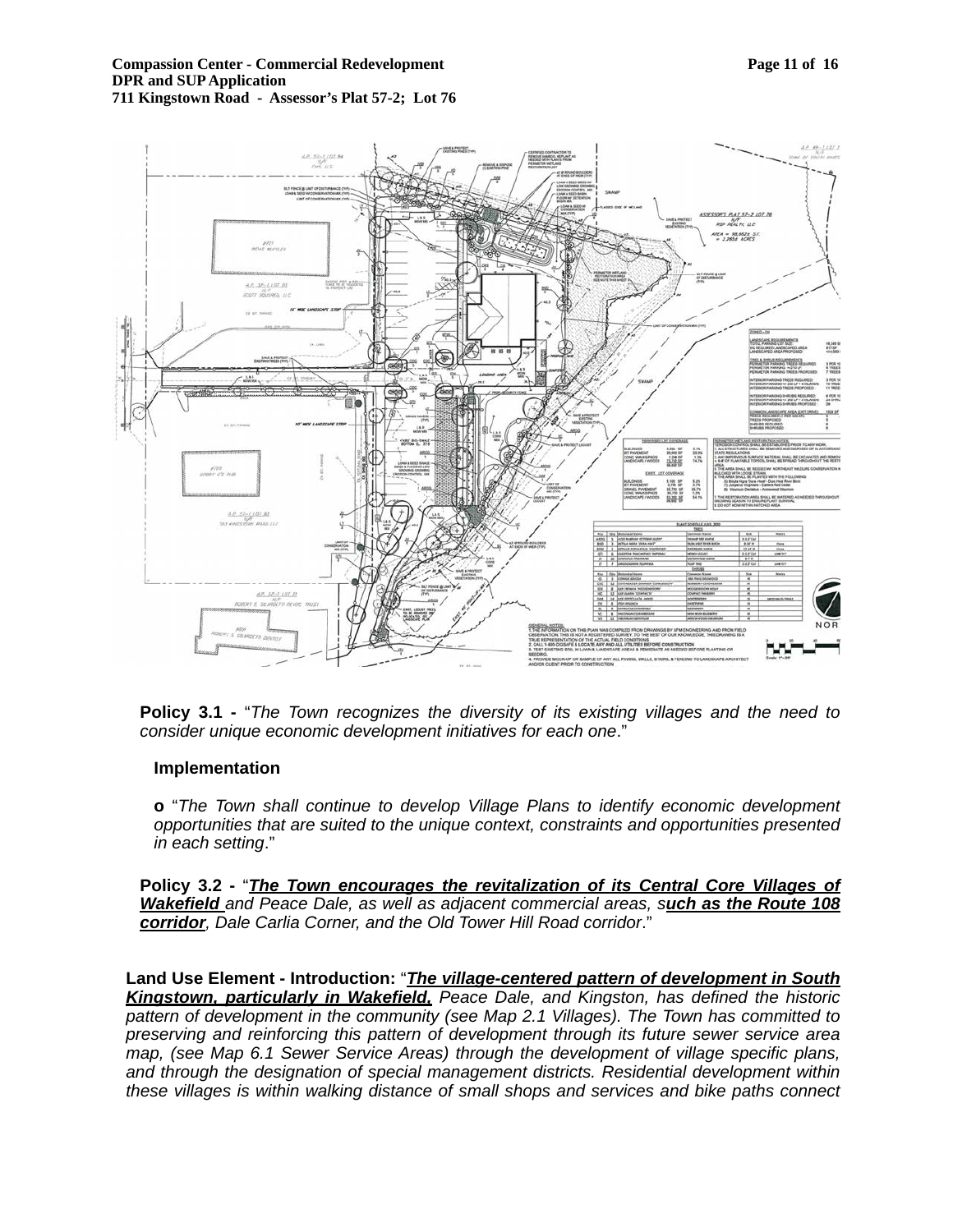**Policy 3.1 -** "*The Town recognizes the diversity of its existing villages and the need to consider unique economic development initiatives for each one*."

**Implementation**

**o** "*The Town shall continue to develop Village Plans to identify economic development opportunities that are suited to the unique context, constraints and opportunities presented in each setting*."

**Policy 3.2 -** "***<u>The Town encourages the revitalization of its Central Core Villages of Wakefield</u>*** *and Peace Dale, as well as adjacent commercial areas, s****<u>uch as the Route 108 corridor</u>****, Dale Carlia Corner, and the Old Tower Hill Road corridor*."

**Land Use Element - Introduction:** "***<u>The village-centered pattern of development in South Kingstown, particularly in Wakefield,</u>*** *Peace Dale, and Kingston, has defined the historic pattern of development in the community (see Map 2.1 Villages). The Town has committed to preserving and reinforcing this pattern of development through its future sewer service area map, (see Map 6.1 Sewer Service Areas) through the development of village specific plans, and through the designation of special management districts. Residential development within these villages is within walking distance of small shops and services and bike paths connect*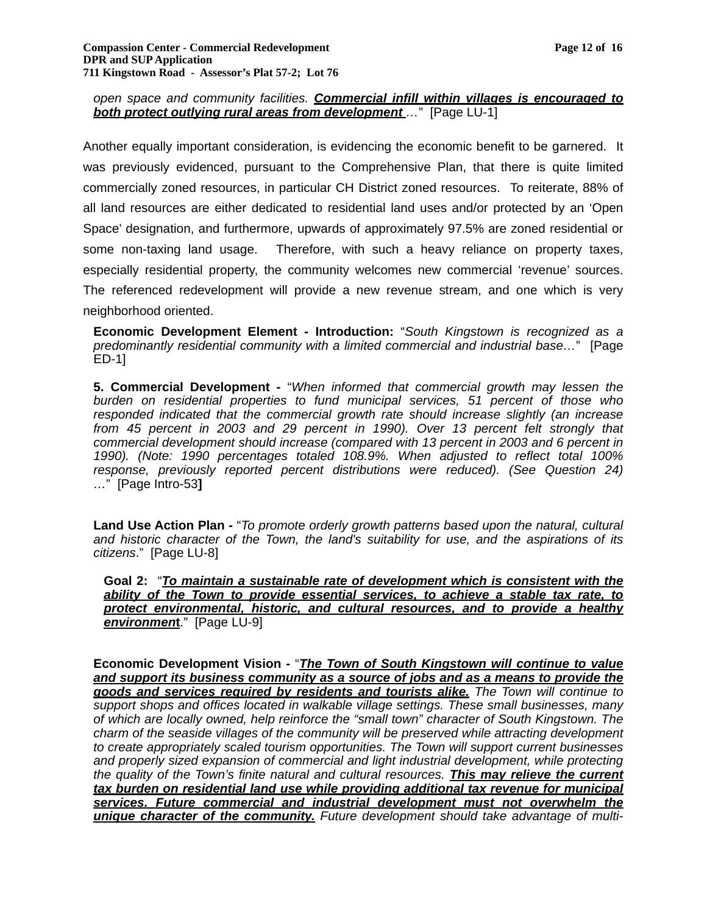*open space and community facilities.* ***Commercial infill within villages is encouraged to both protect outlying rural areas from development*** *…*"  [Page LU-1]

Another equally important consideration, is evidencing the economic benefit to be garnered.  It was previously evidenced, pursuant to the Comprehensive Plan, that there is quite limited commercially zoned resources, in particular CH District zoned resources.  To reiterate, 88% of all land resources are either dedicated to residential land uses and/or protected by an 'Open Space' designation, and furthermore, upwards of approximately 97.5% are zoned residential or some non-taxing land usage.  Therefore, with such a heavy reliance on property taxes, especially residential property, the community welcomes new commercial 'revenue' sources. The referenced redevelopment will provide a new revenue stream, and one which is very neighborhood oriented.

**Economic Development Element - Introduction:** "*South Kingstown is recognized as a predominantly residential community with a limited commercial and industrial base…*"  [Page ED-1]

**5. Commercial Development -** "*When informed that commercial growth may lessen the burden on residential properties to fund municipal services, 51 percent of those who responded indicated that the commercial growth rate should increase slightly (an increase from 45 percent in 2003 and 29 percent in 1990). Over 13 percent felt strongly that commercial development should increase (compared with 13 percent in 2003 and 6 percent in 1990). (Note: 1990 percentages totaled 108.9%. When adjusted to reflect total 100% response, previously reported percent distributions were reduced). (See Question 24) …*"  [Page Intro-53**]**

**Land Use Action Plan -** "*To promote orderly growth patterns based upon the natural, cultural and historic character of the Town, the land's suitability for use, and the aspirations of its citizens*."  [Page LU-8]

**Goal 2:**  "***To maintain a sustainable rate of development which is consistent with the ability of the Town to provide essential services, to achieve a stable tax rate, to protect environmental, historic, and cultural resources, and to provide a healthy environment***."  [Page LU-9]

**Economic Development Vision -** "***The Town of South Kingstown will continue to value and support its business community as a source of jobs and as a means to provide the goods and services required by residents and tourists alike.*** *The Town will continue to support shops and offices located in walkable village settings. These small businesses, many of which are locally owned, help reinforce the "small town" character of South Kingstown. The charm of the seaside villages of the community will be preserved while attracting development to create appropriately scaled tourism opportunities. The Town will support current businesses and properly sized expansion of commercial and light industrial development, while protecting the quality of the Town's finite natural and cultural resources.* ***This may relieve the current tax burden on residential land use while providing additional tax revenue for municipal services. Future commercial and industrial development must not overwhelm the unique character of the community.*** *Future development should take advantage of multi-*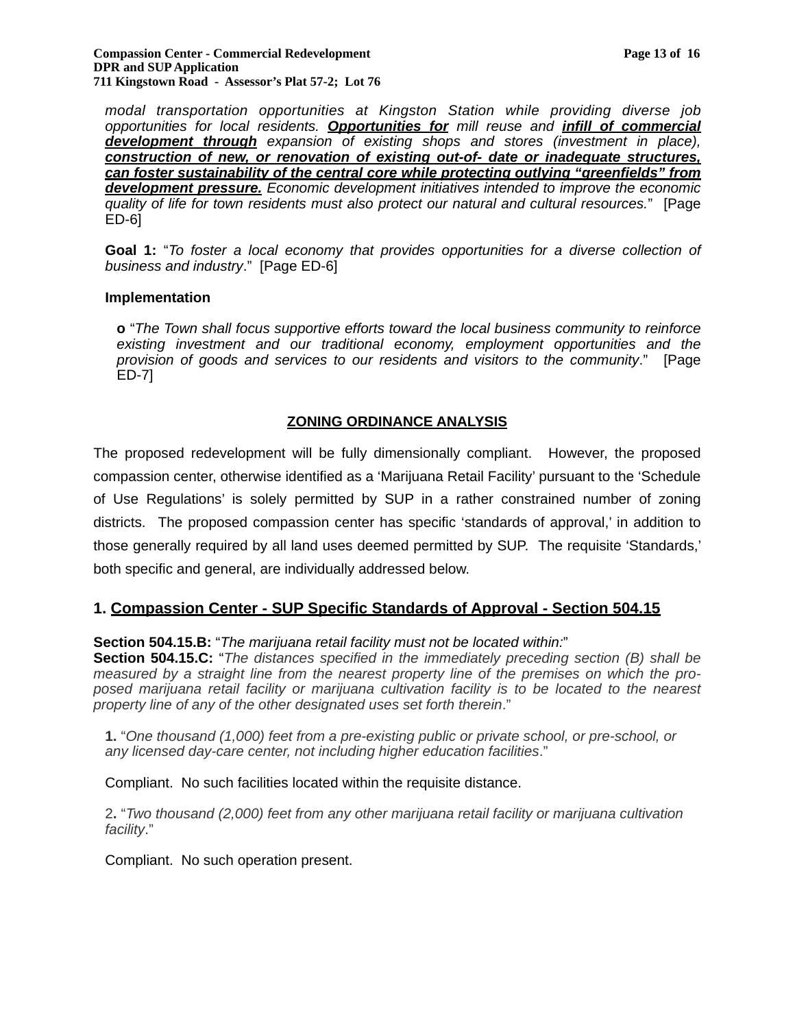*modal transportation opportunities at Kingston Station while providing diverse job opportunities for local residents.* ***<u>Opportunities for</u>*** *mill reuse and* ***<u>infill of commercial development through</u>*** *expansion of existing shops and stores (investment in place),* ***<u>construction of new, or renovation of existing out-of- date or inadequate structures, can foster sustainability of the central core while protecting outlying "greenfields" from development pressure.</u>*** *Economic development initiatives intended to improve the economic quality of life for town residents must also protect our natural and cultural resources.*" [Page ED-6]

**Goal 1:** "*To foster a local economy that provides opportunities for a diverse collection of business and industry*." [Page ED-6]

**Implementation**

**o** "*The Town shall focus supportive efforts toward the local business community to reinforce existing investment and our traditional economy, employment opportunities and the provision of goods and services to our residents and visitors to the community*." [Page ED-7]

**<u>ZONING ORDINANCE ANALYSIS</u>**

The proposed redevelopment will be fully dimensionally compliant. However, the proposed compassion center, otherwise identified as a 'Marijuana Retail Facility' pursuant to the 'Schedule of Use Regulations' is solely permitted by SUP in a rather constrained number of zoning districts. The proposed compassion center has specific 'standards of approval,' in addition to those generally required by all land uses deemed permitted by SUP. The requisite 'Standards,' both specific and general, are individually addressed below.

## 1. <u>Compassion Center - SUP Specific Standards of Approval - Section 504.15</u>

**Section 504.15.B:** "*The marijuana retail facility must not be located within:*"
**Section 504.15.C:** "*The distances specified in the immediately preceding section (B) shall be measured by a straight line from the nearest property line of the premises on which the pro-posed marijuana retail facility or marijuana cultivation facility is to be located to the nearest property line of any of the other designated uses set forth therein*."

**1.** "*One thousand (1,000) feet from a pre-existing public or private school, or pre-school, or any licensed day-care center, not including higher education facilities*."

Compliant. No such facilities located within the requisite distance.

2**.** "*Two thousand (2,000) feet from any other marijuana retail facility or marijuana cultivation facility*."

Compliant. No such operation present.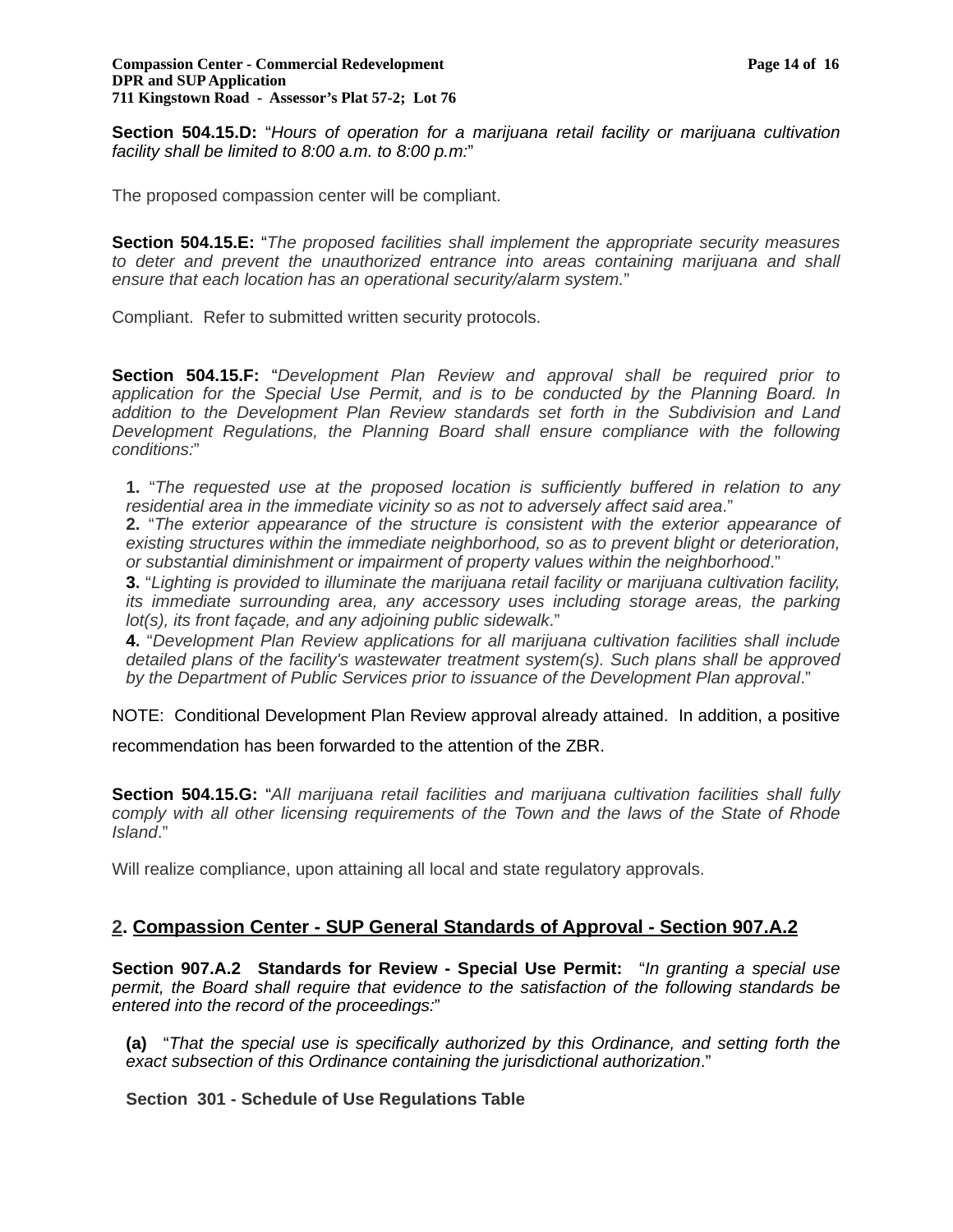**Section 504.15.D:** "*Hours of operation for a marijuana retail facility or marijuana cultivation facility shall be limited to 8:00 a.m. to 8:00 p.m:*"

The proposed compassion center will be compliant.

**Section 504.15.E:** "*The proposed facilities shall implement the appropriate security measures to deter and prevent the unauthorized entrance into areas containing marijuana and shall ensure that each location has an operational security/alarm system.*"

Compliant. Refer to submitted written security protocols.

**Section 504.15.F:** "*Development Plan Review and approval shall be required prior to application for the Special Use Permit, and is to be conducted by the Planning Board. In addition to the Development Plan Review standards set forth in the Subdivision and Land Development Regulations, the Planning Board shall ensure compliance with the following conditions:*"

**1.** "*The requested use at the proposed location is sufficiently buffered in relation to any residential area in the immediate vicinity so as not to adversely affect said area*."
**2.** "*The exterior appearance of the structure is consistent with the exterior appearance of existing structures within the immediate neighborhood, so as to prevent blight or deterioration, or substantial diminishment or impairment of property values within the neighborhood*."
**3.** "*Lighting is provided to illuminate the marijuana retail facility or marijuana cultivation facility, its immediate surrounding area, any accessory uses including storage areas, the parking lot(s), its front façade, and any adjoining public sidewalk*."
**4.** "*Development Plan Review applications for all marijuana cultivation facilities shall include detailed plans of the facility's wastewater treatment system(s). Such plans shall be approved by the Department of Public Services prior to issuance of the Development Plan approval*."

NOTE: Conditional Development Plan Review approval already attained. In addition, a positive recommendation has been forwarded to the attention of the ZBR.

**Section 504.15.G:** "*All marijuana retail facilities and marijuana cultivation facilities shall fully comply with all other licensing requirements of the Town and the laws of the State of Rhode Island*."

Will realize compliance, upon attaining all local and state regulatory approvals.

## 2. Compassion Center - SUP General Standards of Approval - Section 907.A.2

**Section 907.A.2 Standards for Review - Special Use Permit:** "*In granting a special use permit, the Board shall require that evidence to the satisfaction of the following standards be entered into the record of the proceedings:*"

**(a)** "*That the special use is specifically authorized by this Ordinance, and setting forth the exact subsection of this Ordinance containing the jurisdictional authorization*."

**Section 301 - Schedule of Use Regulations Table**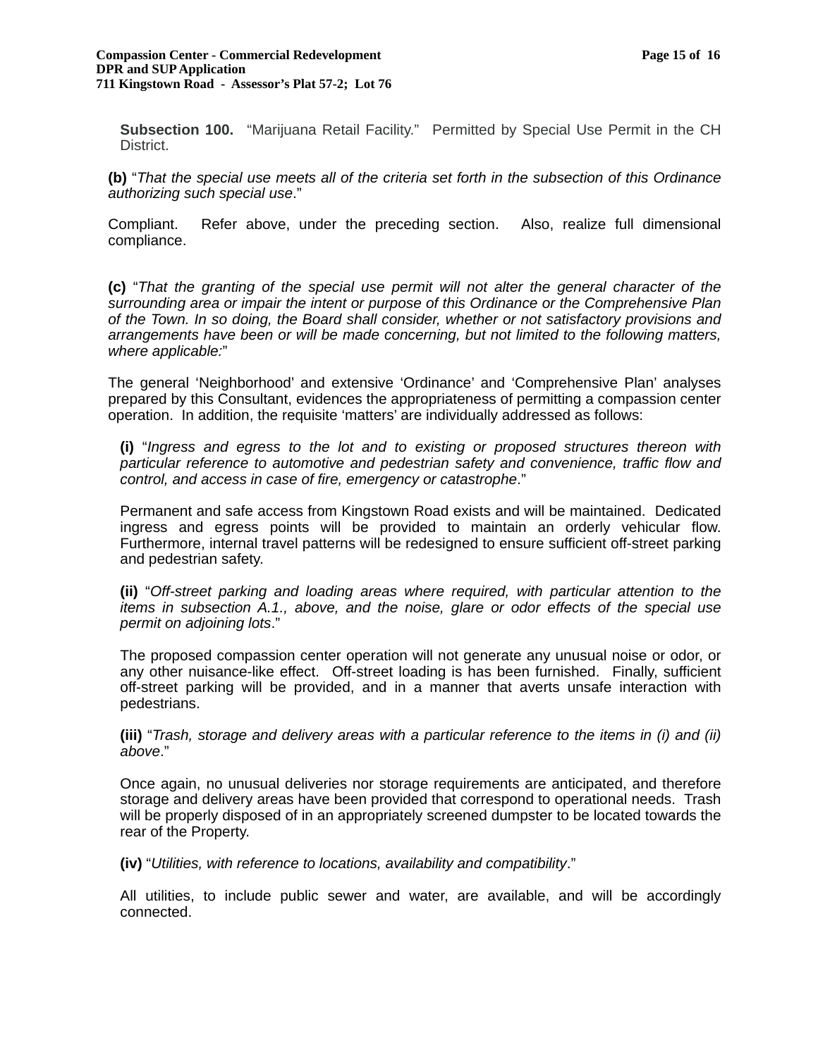**Subsection 100.** "Marijuana Retail Facility." Permitted by Special Use Permit in the CH District.

**(b)** "*That the special use meets all of the criteria set forth in the subsection of this Ordinance authorizing such special use*."

Compliant. Refer above, under the preceding section. Also, realize full dimensional compliance.

**(c)** "*That the granting of the special use permit will not alter the general character of the surrounding area or impair the intent or purpose of this Ordinance or the Comprehensive Plan of the Town. In so doing, the Board shall consider, whether or not satisfactory provisions and arrangements have been or will be made concerning, but not limited to the following matters, where applicable:*"

The general 'Neighborhood' and extensive 'Ordinance' and 'Comprehensive Plan' analyses prepared by this Consultant, evidences the appropriateness of permitting a compassion center operation. In addition, the requisite 'matters' are individually addressed as follows:

**(i)** "*Ingress and egress to the lot and to existing or proposed structures thereon with particular reference to automotive and pedestrian safety and convenience, traffic flow and control, and access in case of fire, emergency or catastrophe*."

Permanent and safe access from Kingstown Road exists and will be maintained. Dedicated ingress and egress points will be provided to maintain an orderly vehicular flow. Furthermore, internal travel patterns will be redesigned to ensure sufficient off-street parking and pedestrian safety.

**(ii)** "*Off-street parking and loading areas where required, with particular attention to the items in subsection A.1., above, and the noise, glare or odor effects of the special use permit on adjoining lots*."

The proposed compassion center operation will not generate any unusual noise or odor, or any other nuisance-like effect. Off-street loading is has been furnished. Finally, sufficient off-street parking will be provided, and in a manner that averts unsafe interaction with pedestrians.

**(iii)** "*Trash, storage and delivery areas with a particular reference to the items in (i) and (ii) above*."

Once again, no unusual deliveries nor storage requirements are anticipated, and therefore storage and delivery areas have been provided that correspond to operational needs. Trash will be properly disposed of in an appropriately screened dumpster to be located towards the rear of the Property.

**(iv)** "*Utilities, with reference to locations, availability and compatibility*."

All utilities, to include public sewer and water, are available, and will be accordingly connected.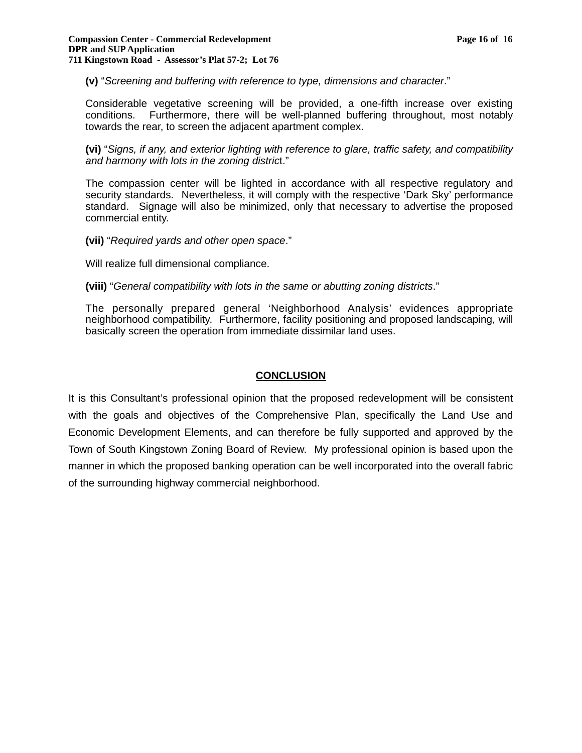**(v)** "*Screening and buffering with reference to type, dimensions and character*."

Considerable vegetative screening will be provided, a one-fifth increase over existing conditions. Furthermore, there will be well-planned buffering throughout, most notably towards the rear, to screen the adjacent apartment complex.

**(vi)** "*Signs, if any, and exterior lighting with reference to glare, traffic safety, and compatibility and harmony with lots in the zoning district*."

The compassion center will be lighted in accordance with all respective regulatory and security standards. Nevertheless, it will comply with the respective 'Dark Sky' performance standard. Signage will also be minimized, only that necessary to advertise the proposed commercial entity.

**(vii)** "*Required yards and other open space*."

Will realize full dimensional compliance.

**(viii)** "*General compatibility with lots in the same or abutting zoning districts*."

The personally prepared general 'Neighborhood Analysis' evidences appropriate neighborhood compatibility. Furthermore, facility positioning and proposed landscaping, will basically screen the operation from immediate dissimilar land uses.

## CONCLUSION

It is this Consultant's professional opinion that the proposed redevelopment will be consistent with the goals and objectives of the Comprehensive Plan, specifically the Land Use and Economic Development Elements, and can therefore be fully supported and approved by the Town of South Kingstown Zoning Board of Review. My professional opinion is based upon the manner in which the proposed banking operation can be well incorporated into the overall fabric of the surrounding highway commercial neighborhood.